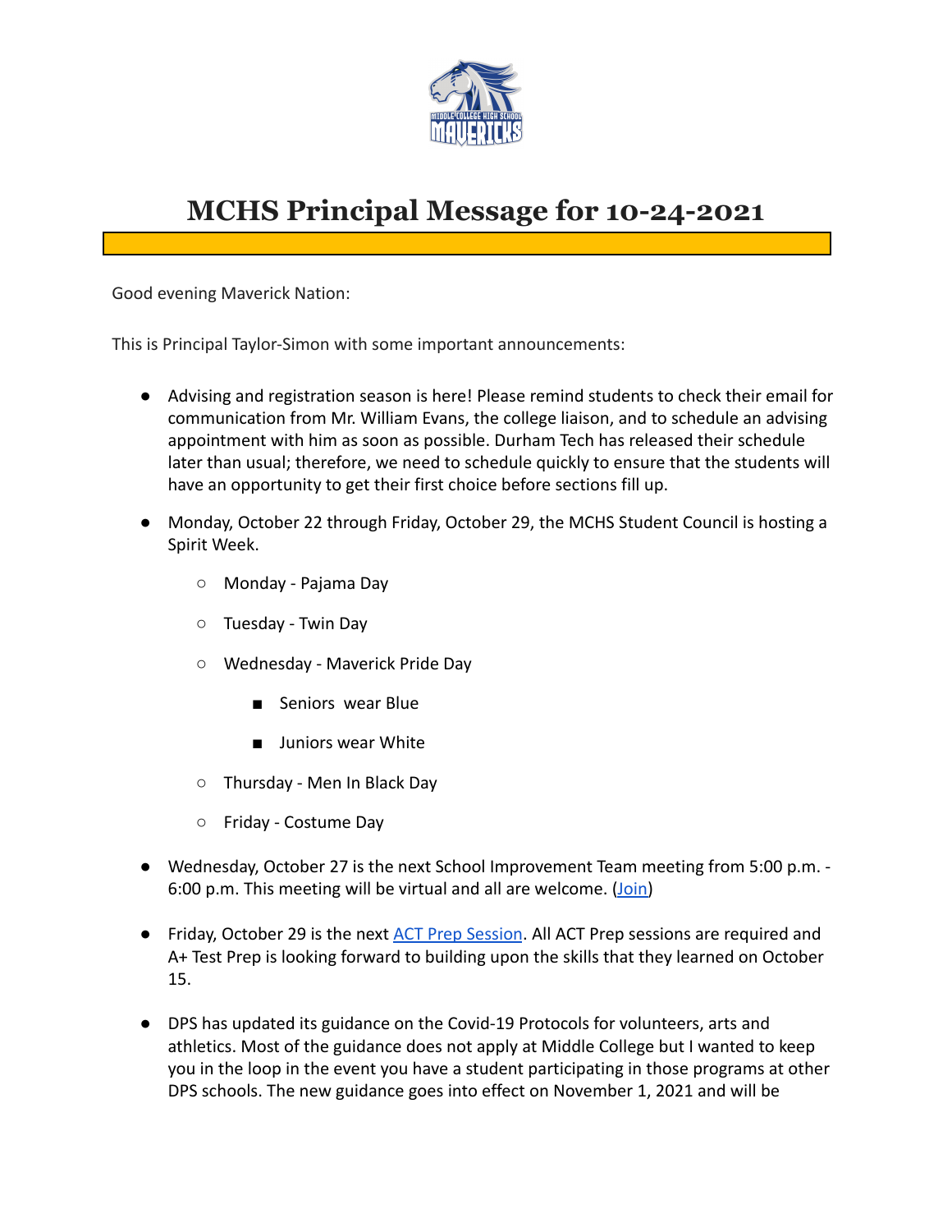# MCHS Principal Message for 10-24-2021

Good evening Maverick Nation:

This is Principal Taylor-Simon with some important announcements:

- Advising and registration season is here! Please remind students to check their email for communication from Mr. William Evans, the college liaison, and to schedule an advising appointment with him as soon as possible. Durham Tech has released their schedule later than usual; therefore, we need to schedule quickly to ensure that the students will have an opportunity to get their first choice before sections fill up.
- Monday, October 22 through Friday, October 29, the MCHS Student Council is hosting a Spirit Week.
  - Monday - Pajama Day
  - Tuesday - Twin Day
  - Wednesday - Maverick Pride Day
    - Seniors wear Blue
    - Juniors wear White
  - Thursday - Men In Black Day
  - Friday - Costume Day
- Wednesday, October 27 is the next School Improvement Team meeting from 5:00 p.m. - 6:00 p.m. This meeting will be virtual and all are welcome. (Join)
- Friday, October 29 is the next ACT Prep Session. All ACT Prep sessions are required and A+ Test Prep is looking forward to building upon the skills that they learned on October 15.
- DPS has updated its guidance on the Covid-19 Protocols for volunteers, arts and athletics. Most of the guidance does not apply at Middle College but I wanted to keep you in the loop in the event you have a student participating in those programs at other DPS schools. The new guidance goes into effect on November 1, 2021 and will be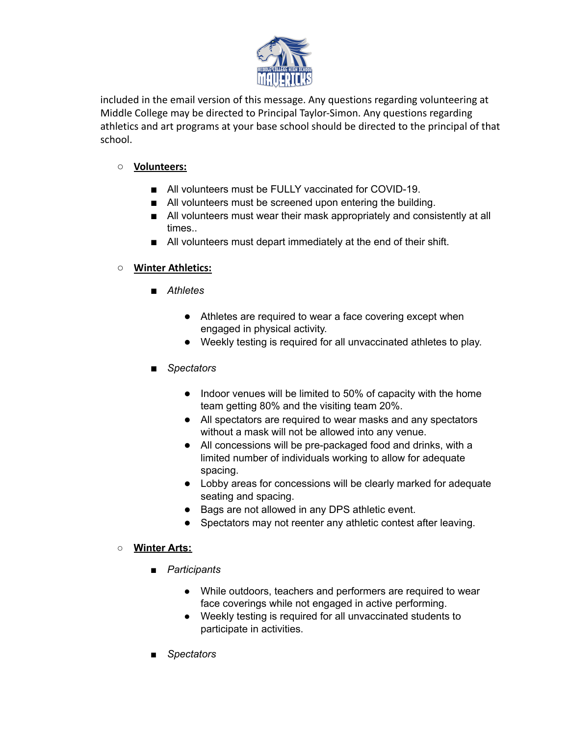included in the email version of this message. Any questions regarding volunteering at Middle College may be directed to Principal Taylor-Simon. Any questions regarding athletics and art programs at your base school should be directed to the principal of that school.

- **Volunteers:**
  - All volunteers must be FULLY vaccinated for COVID-19.
  - All volunteers must be screened upon entering the building.
  - All volunteers must wear their mask appropriately and consistently at all times..
  - All volunteers must depart immediately at the end of their shift.

- **Winter Athletics:**
  - *Athletes*
    - Athletes are required to wear a face covering except when engaged in physical activity.
    - Weekly testing is required for all unvaccinated athletes to play.
  - *Spectators*
    - Indoor venues will be limited to 50% of capacity with the home team getting 80% and the visiting team 20%.
    - All spectators are required to wear masks and any spectators without a mask will not be allowed into any venue.
    - All concessions will be pre-packaged food and drinks, with a limited number of individuals working to allow for adequate spacing.
    - Lobby areas for concessions will be clearly marked for adequate seating and spacing.
    - Bags are not allowed in any DPS athletic event.
    - Spectators may not reenter any athletic contest after leaving.

- **Winter Arts:**
  - *Participants*
    - While outdoors, teachers and performers are required to wear face coverings while not engaged in active performing.
    - Weekly testing is required for all unvaccinated students to participate in activities.
  - *Spectators*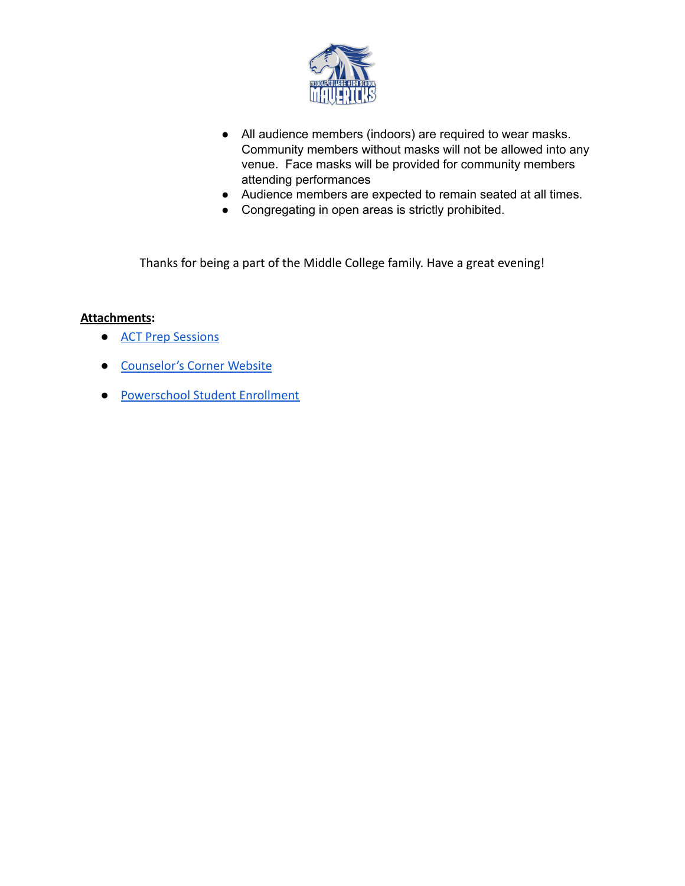- All audience members (indoors) are required to wear masks. Community members without masks will not be allowed into any venue. Face masks will be provided for community members attending performances
- Audience members are expected to remain seated at all times.
- Congregating in open areas is strictly prohibited.

Thanks for being a part of the Middle College family. Have a great evening!

**Attachments:**

- ACT Prep Sessions
- Counselor's Corner Website
- Powerschool Student Enrollment